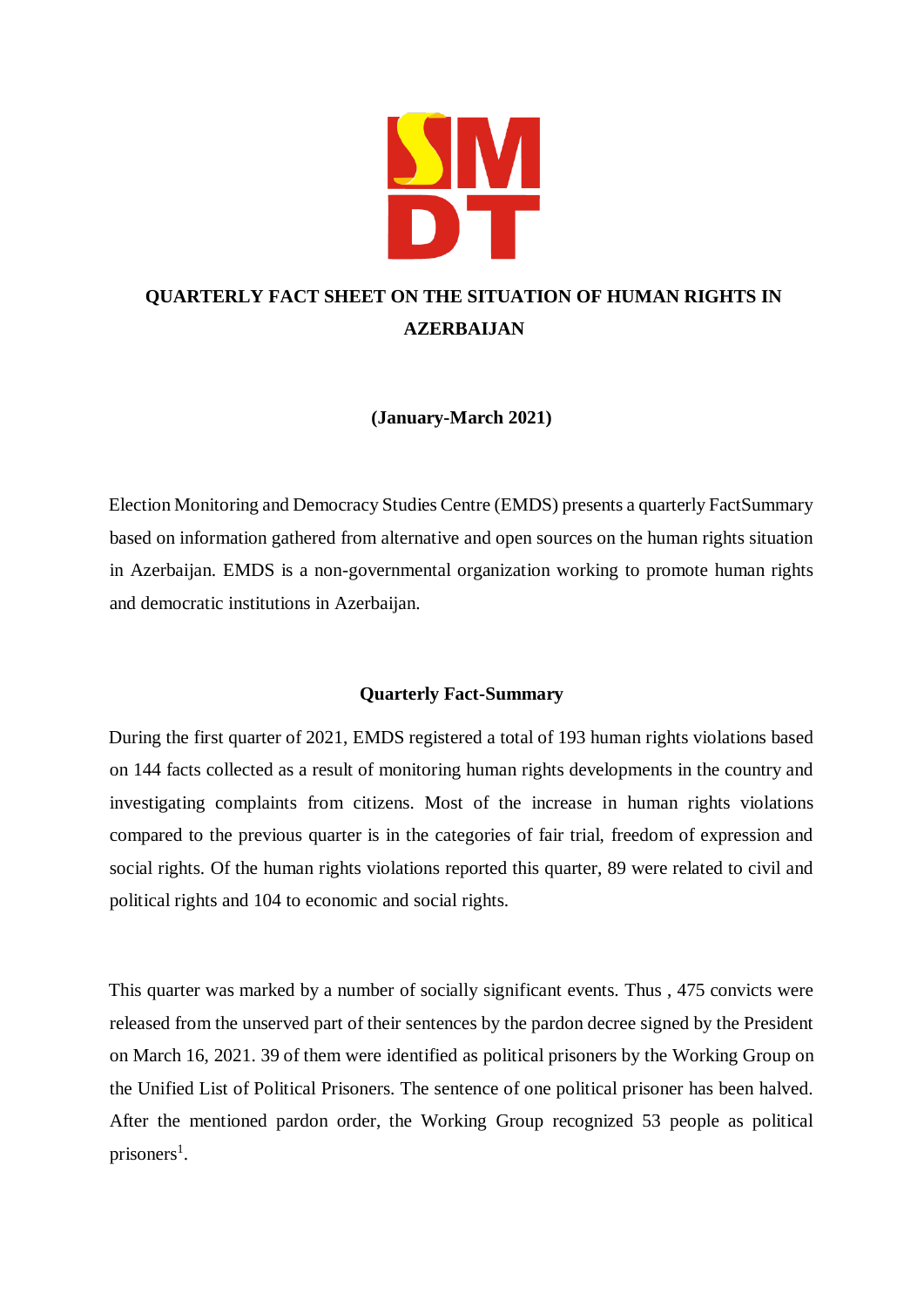# QUARTERLY FACT SHEET ON THE SITUATION OF HUMAN RIGHTS IN AZERBAIJAN

**(January-March 2021)**

Election Monitoring and Democracy Studies Centre (EMDS) presents a quarterly FactSummary based on information gathered from alternative and open sources on the human rights situation in Azerbaijan. EMDS is a non-governmental organization working to promote human rights and democratic institutions in Azerbaijan.

## Quarterly Fact-Summary

During the first quarter of 2021, EMDS registered a total of 193 human rights violations based on 144 facts collected as a result of monitoring human rights developments in the country and investigating complaints from citizens. Most of the increase in human rights violations compared to the previous quarter is in the categories of fair trial, freedom of expression and social rights. Of the human rights violations reported this quarter, 89 were related to civil and political rights and 104 to economic and social rights.

This quarter was marked by a number of socially significant events. Thus , 475 convicts were released from the unserved part of their sentences by the pardon decree signed by the President on March 16, 2021. 39 of them were identified as political prisoners by the Working Group on the Unified List of Political Prisoners. The sentence of one political prisoner has been halved. After the mentioned pardon order, the Working Group recognized 53 people as political prisoners[1].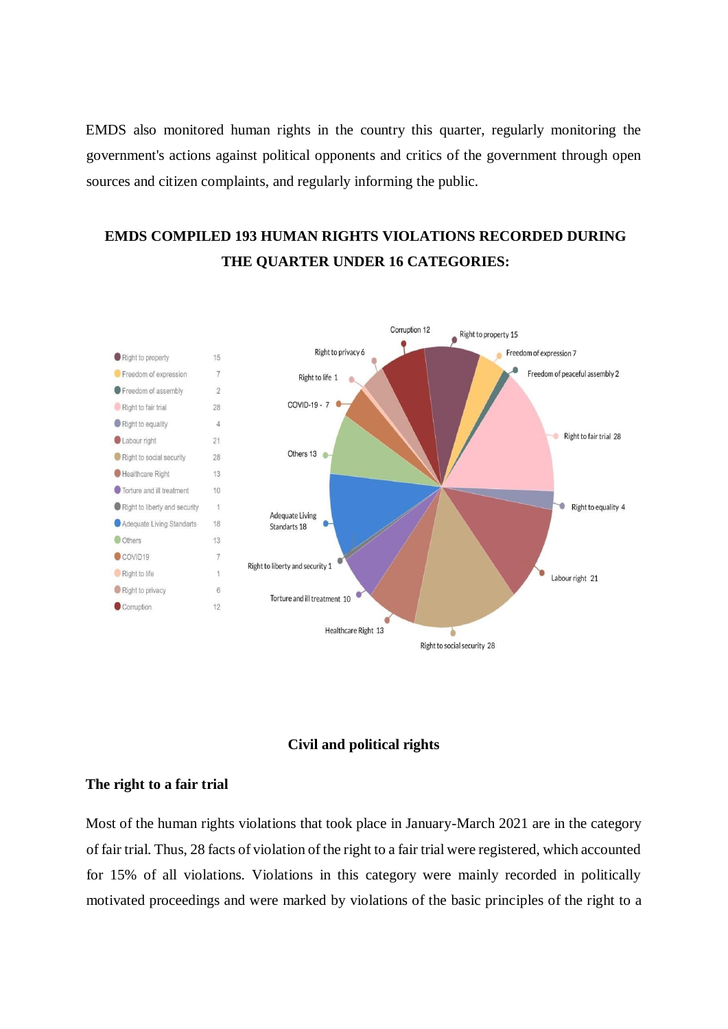EMDS also monitored human rights in the country this quarter, regularly monitoring the government's actions against political opponents and critics of the government through open sources and citizen complaints, and regularly informing the public.

**EMDS COMPILED 193 HUMAN RIGHTS VIOLATIONS RECORDED DURING THE QUARTER UNDER 16 CATEGORIES:**

| Category | Number |
|---|---|
| Right to property | 15 |
| Freedom of expression | 7 |
| Freedom of assembly | 2 |
| Right to fair trial | 28 |
| Right to equality | 4 |
| Labour right | 21 |
| Right to social security | 28 |
| Healthcare Right | 13 |
| Torture and ill treatment | 10 |
| Right to liberty and security | 1 |
| Adequate Living Standards | 18 |
| Others | 13 |
| COVID19 | 7 |
| Right to life | 1 |
| Right to privacy | 6 |
| Corruption | 12 |

## Civil and political rights

### The right to a fair trial

Most of the human rights violations that took place in January-March 2021 are in the category of fair trial. Thus, 28 facts of violation of the right to a fair trial were registered, which accounted for 15% of all violations. Violations in this category were mainly recorded in politically motivated proceedings and were marked by violations of the basic principles of the right to a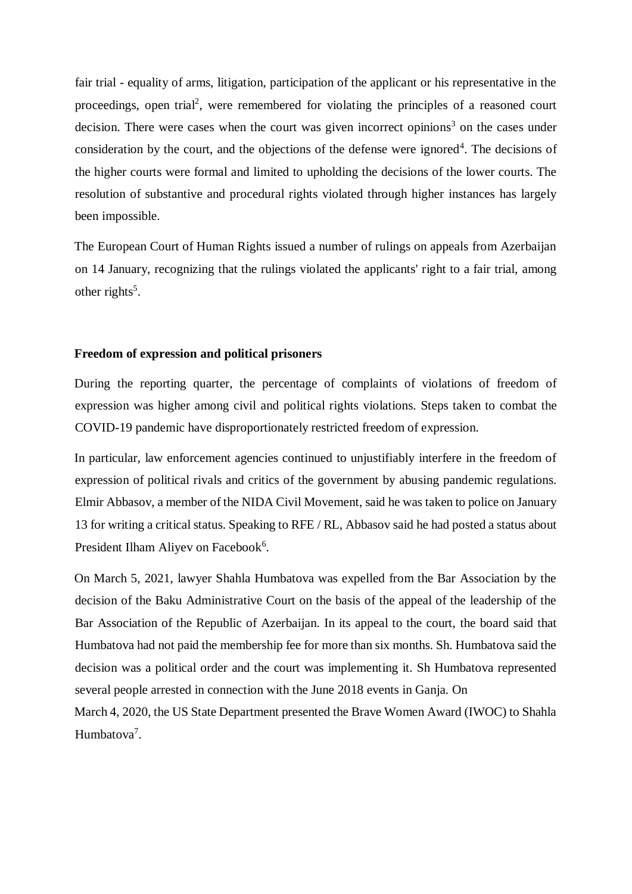fair trial - equality of arms, litigation, participation of the applicant or his representative in the proceedings, open trial[2], were remembered for violating the principles of a reasoned court decision. There were cases when the court was given incorrect opinions[3] on the cases under consideration by the court, and the objections of the defense were ignored[4]. The decisions of the higher courts were formal and limited to upholding the decisions of the lower courts. The resolution of substantive and procedural rights violated through higher instances has largely been impossible.

The European Court of Human Rights issued a number of rulings on appeals from Azerbaijan on 14 January, recognizing that the rulings violated the applicants' right to a fair trial, among other rights[5].

**Freedom of expression and political prisoners**

During the reporting quarter, the percentage of complaints of violations of freedom of expression was higher among civil and political rights violations. Steps taken to combat the COVID-19 pandemic have disproportionately restricted freedom of expression.

In particular, law enforcement agencies continued to unjustifiably interfere in the freedom of expression of political rivals and critics of the government by abusing pandemic regulations. Elmir Abbasov, a member of the NIDA Civil Movement, said he was taken to police on January 13 for writing a critical status. Speaking to RFE / RL, Abbasov said he had posted a status about President Ilham Aliyev on Facebook[6].

On March 5, 2021, lawyer Shahla Humbatova was expelled from the Bar Association by the decision of the Baku Administrative Court on the basis of the appeal of the leadership of the Bar Association of the Republic of Azerbaijan. In its appeal to the court, the board said that Humbatova had not paid the membership fee for more than six months. Sh. Humbatova said the decision was a political order and the court was implementing it. Sh Humbatova represented several people arrested in connection with the June 2018 events in Ganja. On March 4, 2020, the US State Department presented the Brave Women Award (IWOC) to Shahla Humbatova[7].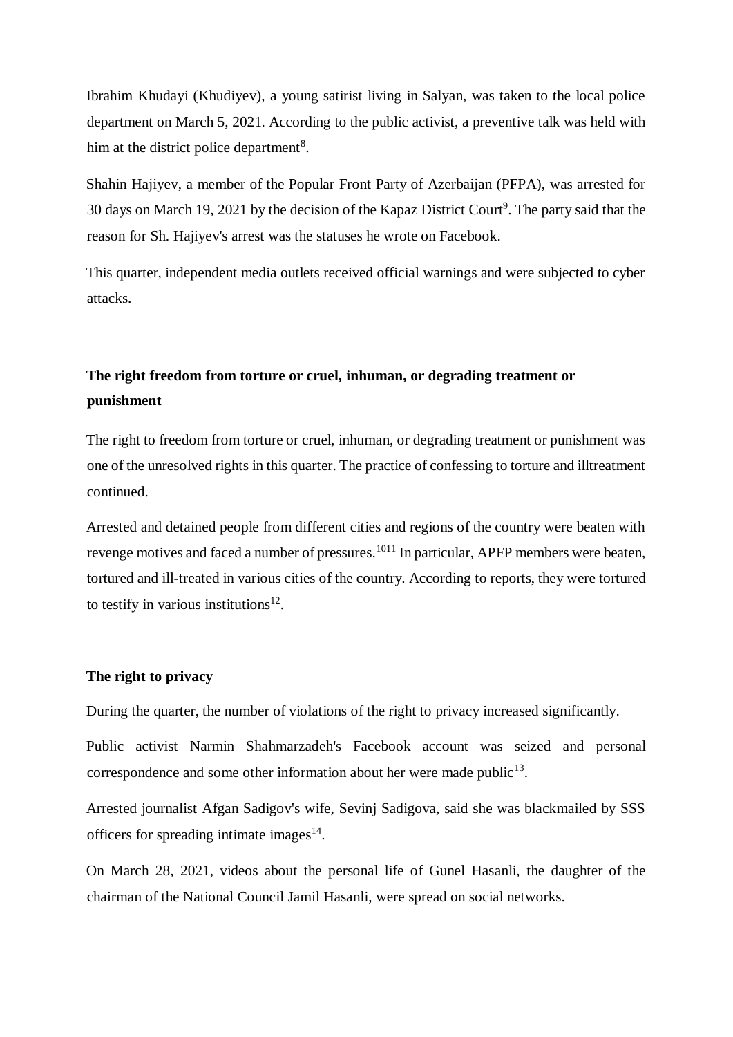Ibrahim Khudayi (Khudiyev), a young satirist living in Salyan, was taken to the local police department on March 5, 2021. According to the public activist, a preventive talk was held with him at the district police department[8].

Shahin Hajiyev, a member of the Popular Front Party of Azerbaijan (PFPA), was arrested for 30 days on March 19, 2021 by the decision of the Kapaz District Court[9]. The party said that the reason for Sh. Hajiyev's arrest was the statuses he wrote on Facebook.

This quarter, independent media outlets received official warnings and were subjected to cyber attacks.

## The right freedom from torture or cruel, inhuman, or degrading treatment or punishment

The right to freedom from torture or cruel, inhuman, or degrading treatment or punishment was one of the unresolved rights in this quarter. The practice of confessing to torture and illtreatment continued.

Arrested and detained people from different cities and regions of the country were beaten with revenge motives and faced a number of pressures.[10][11] In particular, APFP members were beaten, tortured and ill-treated in various cities of the country. According to reports, they were tortured to testify in various institutions[12].

## The right to privacy

During the quarter, the number of violations of the right to privacy increased significantly.

Public activist Narmin Shahmarzadeh's Facebook account was seized and personal correspondence and some other information about her were made public[13].

Arrested journalist Afgan Sadigov's wife, Sevinj Sadigova, said she was blackmailed by SSS officers for spreading intimate images[14].

On March 28, 2021, videos about the personal life of Gunel Hasanli, the daughter of the chairman of the National Council Jamil Hasanli, were spread on social networks.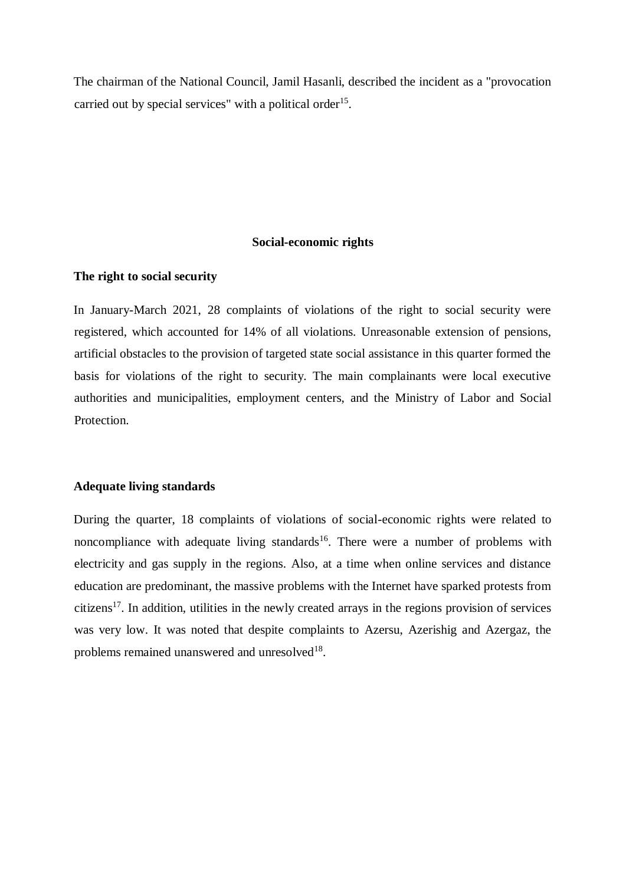The chairman of the National Council, Jamil Hasanli, described the incident as a "provocation carried out by special services" with a political order[15].

## Social-economic rights

### The right to social security

In January-March 2021, 28 complaints of violations of the right to social security were registered, which accounted for 14% of all violations. Unreasonable extension of pensions, artificial obstacles to the provision of targeted state social assistance in this quarter formed the basis for violations of the right to security. The main complainants were local executive authorities and municipalities, employment centers, and the Ministry of Labor and Social Protection.

### Adequate living standards

During the quarter, 18 complaints of violations of social-economic rights were related to noncompliance with adequate living standards[16]. There were a number of problems with electricity and gas supply in the regions. Also, at a time when online services and distance education are predominant, the massive problems with the Internet have sparked protests from citizens[17]. In addition, utilities in the newly created arrays in the regions provision of services was very low. It was noted that despite complaints to Azersu, Azerishig and Azergaz, the problems remained unanswered and unresolved[18].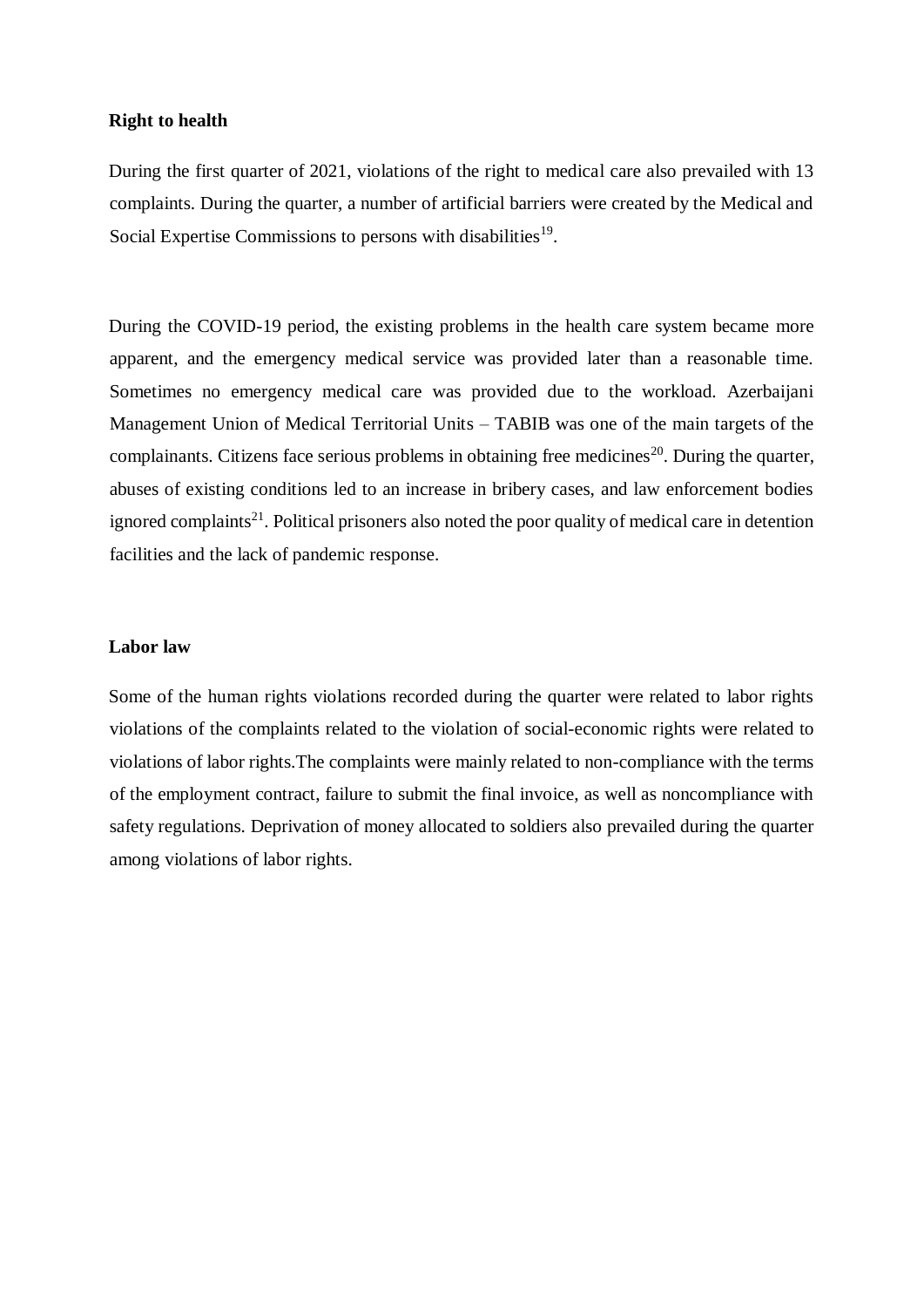**Right to health**

During the first quarter of 2021, violations of the right to medical care also prevailed with 13 complaints. During the quarter, a number of artificial barriers were created by the Medical and Social Expertise Commissions to persons with disabilities[19].

During the COVID-19 period, the existing problems in the health care system became more apparent, and the emergency medical service was provided later than a reasonable time. Sometimes no emergency medical care was provided due to the workload. Azerbaijani Management Union of Medical Territorial Units – TABIB was one of the main targets of the complainants. Citizens face serious problems in obtaining free medicines[20]. During the quarter, abuses of existing conditions led to an increase in bribery cases, and law enforcement bodies ignored complaints[21]. Political prisoners also noted the poor quality of medical care in detention facilities and the lack of pandemic response.

**Labor law**

Some of the human rights violations recorded during the quarter were related to labor rights violations of the complaints related to the violation of social-economic rights were related to violations of labor rights.The complaints were mainly related to non-compliance with the terms of the employment contract, failure to submit the final invoice, as well as noncompliance with safety regulations. Deprivation of money allocated to soldiers also prevailed during the quarter among violations of labor rights.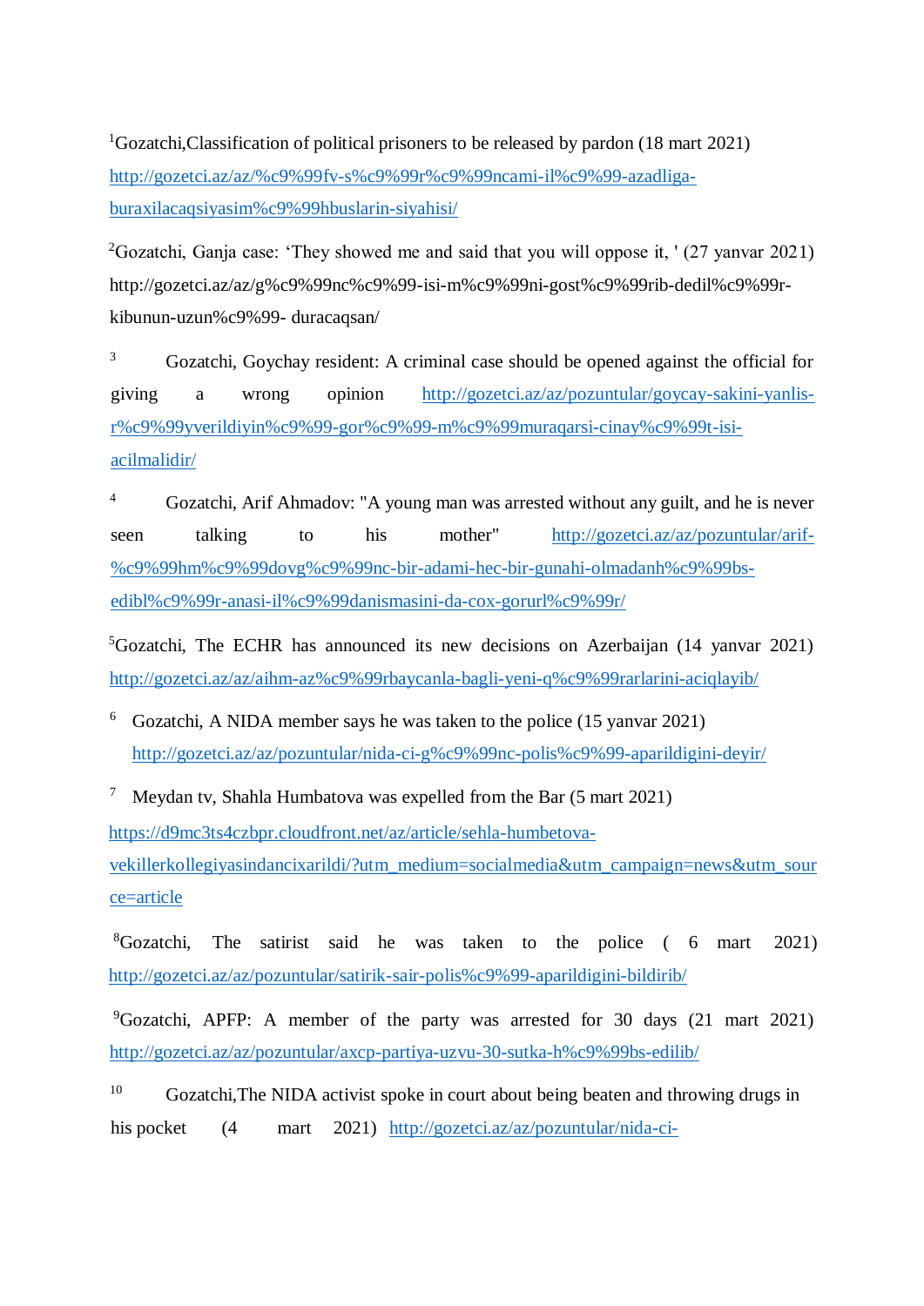[1]Gozatchi,Classification of political prisoners to be released by pardon (18 mart 2021) http://gozetci.az/az/%c9%99fv-s%c9%99r%c9%99ncami-il%c9%99-azadliga-buraxilacaqsiyasim%c9%99hbuslarin-siyahisi/

[2]Gozatchi, Ganja case: 'They showed me and said that you will oppose it, ' (27 yanvar 2021) http://gozetci.az/az/g%c9%99nc%c9%99-isi-m%c9%99ni-gost%c9%99rib-dedil%c9%99r-kibunun-uzun%c9%99- duracaqsan/

[3] Gozatchi, Goychay resident: A criminal case should be opened against the official for giving a wrong opinion http://gozetci.az/az/pozuntular/goycay-sakini-yanlis-r%c9%99yverildiyin%c9%99-gor%c9%99-m%c9%99muraqarsi-cinay%c9%99t-isi-acilmalidir/

[4] Gozatchi, Arif Ahmadov: "A young man was arrested without any guilt, and he is never seen talking to his mother" http://gozetci.az/az/pozuntular/arif-%c9%99hm%c9%99dovg%c9%99nc-bir-adami-hec-bir-gunahi-olmadanh%c9%99bs-edibl%c9%99r-anasi-il%c9%99danismasini-da-cox-gorurl%c9%99r/

[5]Gozatchi, The ECHR has announced its new decisions on Azerbaijan (14 yanvar 2021) http://gozetci.az/az/aihm-az%c9%99rbaycanla-bagli-yeni-q%c9%99rarlarini-aciqlayib/

[6] Gozatchi, A NIDA member says he was taken to the police (15 yanvar 2021) http://gozetci.az/az/pozuntular/nida-ci-g%c9%99nc-polis%c9%99-aparildigini-deyir/

[7] Meydan tv, Shahla Humbatova was expelled from the Bar (5 mart 2021) https://d9mc3ts4czbpr.cloudfront.net/az/article/sehla-humbetova-vekillerkollegiyasindancixarildi/?utm_medium=socialmedia&utm_campaign=news&utm_source=article

[8]Gozatchi, The satirist said he was taken to the police ( 6 mart 2021) http://gozetci.az/az/pozuntular/satirik-sair-polis%c9%99-aparildigini-bildirib/

[9]Gozatchi, APFP: A member of the party was arrested for 30 days (21 mart 2021) http://gozetci.az/az/pozuntular/axcp-partiya-uzvu-30-sutka-h%c9%99bs-edilib/

[10] Gozatchi,The NIDA activist spoke in court about being beaten and throwing drugs in his pocket (4 mart 2021) http://gozetci.az/az/pozuntular/nida-ci-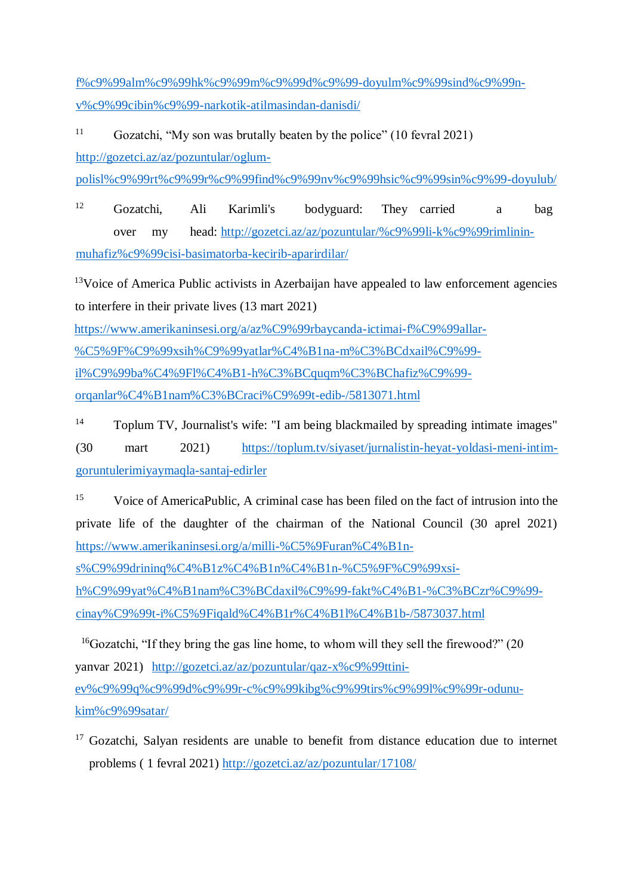f%c9%99alm%c9%99hk%c9%99m%c9%99d%c9%99-doyulm%c9%99sind%c9%99n-v%c9%99cibin%c9%99-narkotik-atilmasindan-danisdi/

[11] Gozatchi, "My son was brutally beaten by the police" (10 fevral 2021) http://gozetci.az/az/pozuntular/oglum-polisl%c9%99rt%c9%99r%c9%99find%c9%99nv%c9%99hsic%c9%99sin%c9%99-doyulub/

[12] Gozatchi, Ali Karimli's bodyguard: They carried a bag over my head: http://gozetci.az/az/pozuntular/%c9%99li-k%c9%99rimlinin-muhafiz%c9%99cisi-basimatorba-kecirib-aparirdilar/

[13]Voice of America Public activists in Azerbaijan have appealed to law enforcement agencies to interfere in their private lives (13 mart 2021) https://www.amerikaninsesi.org/a/az%C9%99rbaycanda-ictimai-f%C9%99allar-%C5%9F%C9%99xsih%C9%99yatlar%C4%B1na-m%C3%BCdxail%C9%99-il%C9%99ba%C4%9Fl%C4%B1-h%C3%BCquqm%C3%BChafiz%C9%99-orqanlar%C4%B1nam%C3%BCraci%C9%99t-edib-/5813071.html

[14] Toplum TV, Journalist's wife: "I am being blackmailed by spreading intimate images" (30 mart 2021) https://toplum.tv/siyaset/jurnalistin-heyat-yoldasi-meni-intim-goruntulerimiyaymaqla-santaj-edirler

[15] Voice of AmericaPublic, A criminal case has been filed on the fact of intrusion into the private life of the daughter of the chairman of the National Council (30 aprel 2021) https://www.amerikaninsesi.org/a/milli-%C5%9Furan%C4%B1n-s%C9%99drininq%C4%B1z%C4%B1n%C4%B1n-%C5%9F%C9%99xsi-h%C9%99yat%C4%B1nam%C3%BCdaxil%C9%99-fakt%C4%B1-%C3%BCzr%C9%99-cinay%C9%99t-i%C5%9Fiqald%C4%B1r%C4%B1l%C4%B1b-/5873037.html

[16]Gozatchi, "If they bring the gas line home, to whom will they sell the firewood?" (20 yanvar 2021) http://gozetci.az/az/pozuntular/qaz-x%c9%99ttini-ev%c9%99q%c9%99d%c9%99r-c%c9%99kibg%c9%99tirs%c9%99l%c9%99r-odunu-kim%c9%99satar/

[17] Gozatchi, Salyan residents are unable to benefit from distance education due to internet problems ( 1 fevral 2021) http://gozetci.az/az/pozuntular/17108/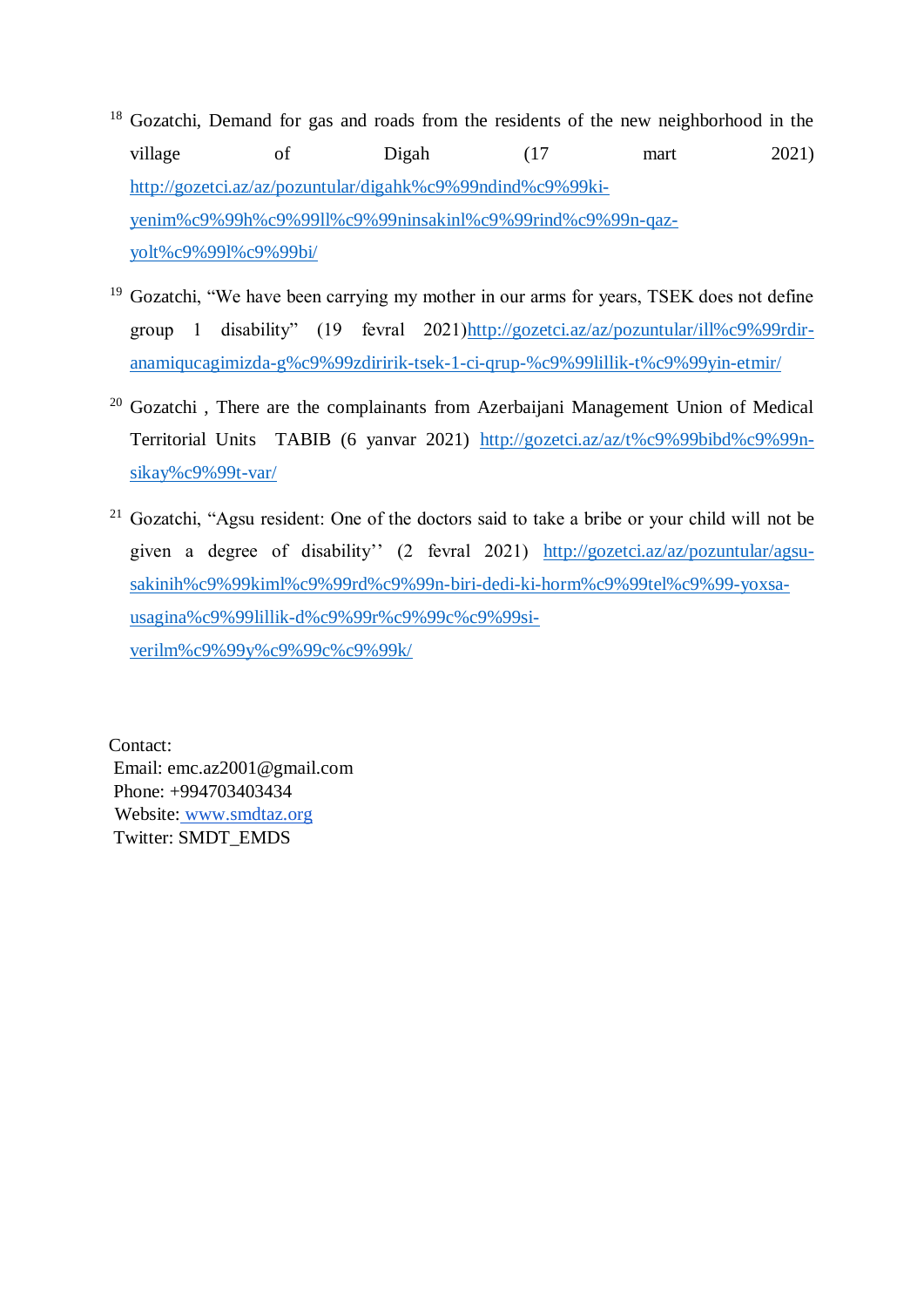[18] Gozatchi, Demand for gas and roads from the residents of the new neighborhood in the village of Digah (17 mart 2021) http://gozetci.az/az/pozuntular/digahk%c9%99ndind%c9%99ki-yenim%c9%99h%c9%99ll%c9%99ninsakinl%c9%99rind%c9%99n-qaz-yolt%c9%99l%c9%99bi/

[19] Gozatchi, “We have been carrying my mother in our arms for years, TSEK does not define group 1 disability” (19 fevral 2021)http://gozetci.az/az/pozuntular/ill%c9%99rdir-anamiqucagimizda-g%c9%99zdiririk-tsek-1-ci-qrup-%c9%99lillik-t%c9%99yin-etmir/

[20] Gozatchi , There are the complainants from Azerbaijani Management Union of Medical Territorial Units TABIB (6 yanvar 2021) http://gozetci.az/az/t%c9%99bibd%c9%99n-sikay%c9%99t-var/

[21] Gozatchi, “Agsu resident: One of the doctors said to take a bribe or your child will not be given a degree of disability’’ (2 fevral 2021) http://gozetci.az/az/pozuntular/agsu-sakinih%c9%99kiml%c9%99rd%c9%99n-biri-dedi-ki-horm%c9%99tel%c9%99-yoxsa-usagina%c9%99lillik-d%c9%99r%c9%99c%c9%99si-verilm%c9%99y%c9%99c%c9%99k/

Contact:
Email: emc.az2001@gmail.com
Phone: +994703403434
Website: www.smdtaz.org
Twitter: SMDT_EMDS